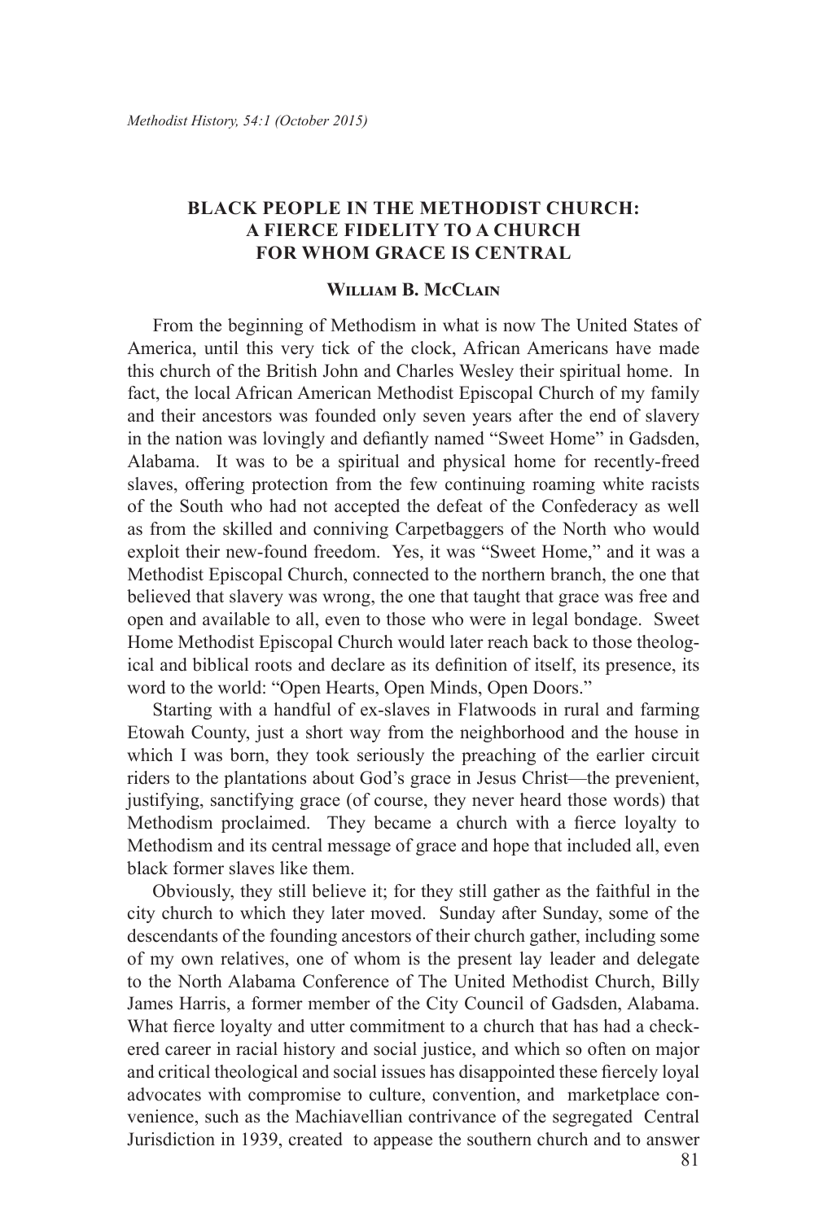# BLACK PEOPLE IN THE METHODIST CHURCH: A FIERCE FIDELITY TO A CHURCH FOR WHOM GRACE IS CENTRAL

**William B. McClain**

From the beginning of Methodism in what is now The United States of America, until this very tick of the clock, African Americans have made this church of the British John and Charles Wesley their spiritual home. In fact, the local African American Methodist Episcopal Church of my family and their ancestors was founded only seven years after the end of slavery in the nation was lovingly and defiantly named "Sweet Home" in Gadsden, Alabama. It was to be a spiritual and physical home for recently-freed slaves, offering protection from the few continuing roaming white racists of the South who had not accepted the defeat of the Confederacy as well as from the skilled and conniving Carpetbaggers of the North who would exploit their new-found freedom. Yes, it was "Sweet Home," and it was a Methodist Episcopal Church, connected to the northern branch, the one that believed that slavery was wrong, the one that taught that grace was free and open and available to all, even to those who were in legal bondage. Sweet Home Methodist Episcopal Church would later reach back to those theological and biblical roots and declare as its definition of itself, its presence, its word to the world: "Open Hearts, Open Minds, Open Doors."

Starting with a handful of ex-slaves in Flatwoods in rural and farming Etowah County, just a short way from the neighborhood and the house in which I was born, they took seriously the preaching of the earlier circuit riders to the plantations about God's grace in Jesus Christ—the prevenient, justifying, sanctifying grace (of course, they never heard those words) that Methodism proclaimed. They became a church with a fierce loyalty to Methodism and its central message of grace and hope that included all, even black former slaves like them.

Obviously, they still believe it; for they still gather as the faithful in the city church to which they later moved. Sunday after Sunday, some of the descendants of the founding ancestors of their church gather, including some of my own relatives, one of whom is the present lay leader and delegate to the North Alabama Conference of The United Methodist Church, Billy James Harris, a former member of the City Council of Gadsden, Alabama. What fierce loyalty and utter commitment to a church that has had a checkered career in racial history and social justice, and which so often on major and critical theological and social issues has disappointed these fiercely loyal advocates with compromise to culture, convention, and marketplace convenience, such as the Machiavellian contrivance of the segregated Central Jurisdiction in 1939, created to appease the southern church and to answer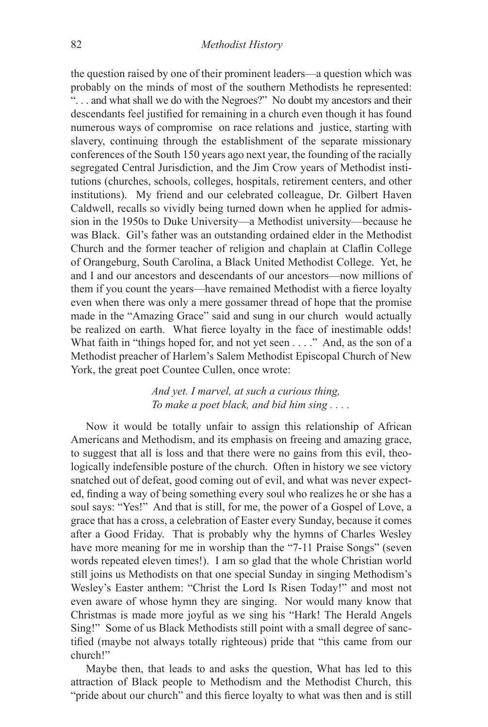the question raised by one of their prominent leaders—a question which was probably on the minds of most of the southern Methodists he represented: ". . . and what shall we do with the Negroes?" No doubt my ancestors and their descendants feel justified for remaining in a church even though it has found numerous ways of compromise on race relations and justice, starting with slavery, continuing through the establishment of the separate missionary conferences of the South 150 years ago next year, the founding of the racially segregated Central Jurisdiction, and the Jim Crow years of Methodist institutions (churches, schools, colleges, hospitals, retirement centers, and other institutions). My friend and our celebrated colleague, Dr. Gilbert Haven Caldwell, recalls so vividly being turned down when he applied for admission in the 1950s to Duke University—a Methodist university—because he was Black. Gil's father was an outstanding ordained elder in the Methodist Church and the former teacher of religion and chaplain at Claflin College of Orangeburg, South Carolina, a Black United Methodist College. Yet, he and I and our ancestors and descendants of our ancestors—now millions of them if you count the years—have remained Methodist with a fierce loyalty even when there was only a mere gossamer thread of hope that the promise made in the "Amazing Grace" said and sung in our church would actually be realized on earth. What fierce loyalty in the face of inestimable odds! What faith in "things hoped for, and not yet seen . . . ." And, as the son of a Methodist preacher of Harlem's Salem Methodist Episcopal Church of New York, the great poet Countee Cullen, once wrote:

> *And yet. I marvel, at such a curious thing,*
> *To make a poet black, and bid him sing . . . .*

Now it would be totally unfair to assign this relationship of African Americans and Methodism, and its emphasis on freeing and amazing grace, to suggest that all is loss and that there were no gains from this evil, theologically indefensible posture of the church. Often in history we see victory snatched out of defeat, good coming out of evil, and what was never expected, finding a way of being something every soul who realizes he or she has a soul says: "Yes!" And that is still, for me, the power of a Gospel of Love, a grace that has a cross, a celebration of Easter every Sunday, because it comes after a Good Friday. That is probably why the hymns of Charles Wesley have more meaning for me in worship than the "7-11 Praise Songs" (seven words repeated eleven times!). I am so glad that the whole Christian world still joins us Methodists on that one special Sunday in singing Methodism's Wesley's Easter anthem: "Christ the Lord Is Risen Today!" and most not even aware of whose hymn they are singing. Nor would many know that Christmas is made more joyful as we sing his "Hark! The Herald Angels Sing!" Some of us Black Methodists still point with a small degree of sanctified (maybe not always totally righteous) pride that "this came from our church!"

Maybe then, that leads to and asks the question, What has led to this attraction of Black people to Methodism and the Methodist Church, this "pride about our church" and this fierce loyalty to what was then and is still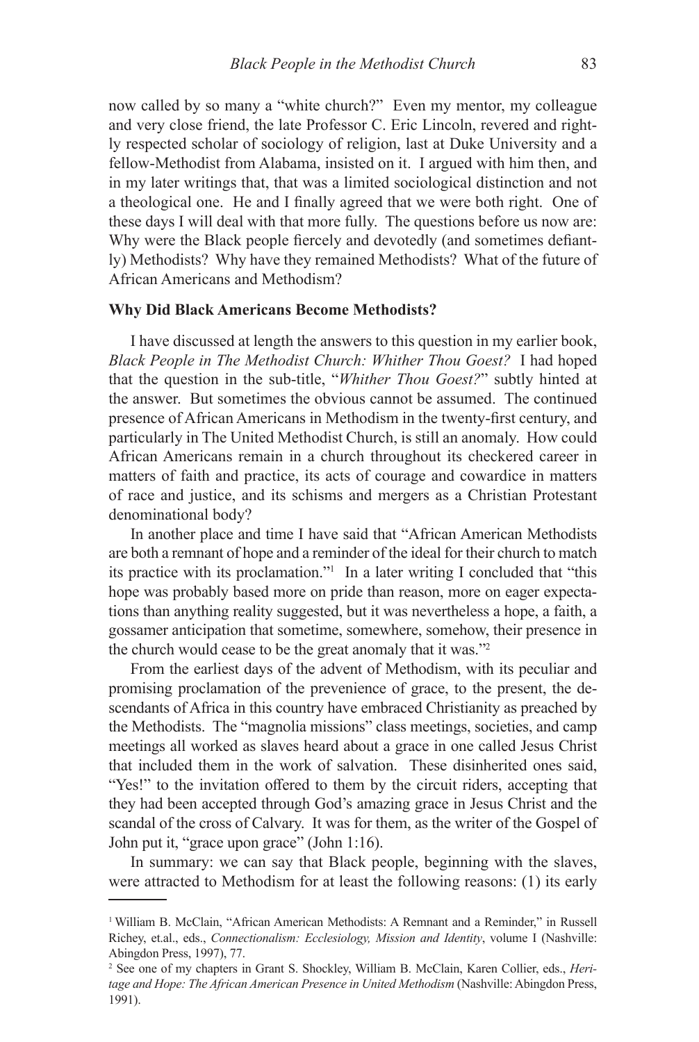now called by so many a "white church?" Even my mentor, my colleague and very close friend, the late Professor C. Eric Lincoln, revered and rightly respected scholar of sociology of religion, last at Duke University and a fellow-Methodist from Alabama, insisted on it. I argued with him then, and in my later writings that, that was a limited sociological distinction and not a theological one. He and I finally agreed that we were both right. One of these days I will deal with that more fully. The questions before us now are: Why were the Black people fiercely and devotedly (and sometimes defiantly) Methodists? Why have they remained Methodists? What of the future of African Americans and Methodism?

**Why Did Black Americans Become Methodists?**

I have discussed at length the answers to this question in my earlier book, *Black People in The Methodist Church: Whither Thou Goest?* I had hoped that the question in the sub-title, "*Whither Thou Goest?*" subtly hinted at the answer. But sometimes the obvious cannot be assumed. The continued presence of African Americans in Methodism in the twenty-first century, and particularly in The United Methodist Church, is still an anomaly. How could African Americans remain in a church throughout its checkered career in matters of faith and practice, its acts of courage and cowardice in matters of race and justice, and its schisms and mergers as a Christian Protestant denominational body?

In another place and time I have said that "African American Methodists are both a remnant of hope and a reminder of the ideal for their church to match its practice with its proclamation."[1] In a later writing I concluded that "this hope was probably based more on pride than reason, more on eager expectations than anything reality suggested, but it was nevertheless a hope, a faith, a gossamer anticipation that sometime, somewhere, somehow, their presence in the church would cease to be the great anomaly that it was."[2]

From the earliest days of the advent of Methodism, with its peculiar and promising proclamation of the prevenience of grace, to the present, the descendants of Africa in this country have embraced Christianity as preached by the Methodists. The "magnolia missions" class meetings, societies, and camp meetings all worked as slaves heard about a grace in one called Jesus Christ that included them in the work of salvation. These disinherited ones said, "Yes!" to the invitation offered to them by the circuit riders, accepting that they had been accepted through God's amazing grace in Jesus Christ and the scandal of the cross of Calvary. It was for them, as the writer of the Gospel of John put it, "grace upon grace" (John 1:16).

In summary: we can say that Black people, beginning with the slaves, were attracted to Methodism for at least the following reasons: (1) its early

---

[1] William B. McClain, "African American Methodists: A Remnant and a Reminder," in Russell Richey, et.al., eds., *Connectionalism: Ecclesiology, Mission and Identity*, volume I (Nashville: Abingdon Press, 1997), 77.

[2] See one of my chapters in Grant S. Shockley, William B. McClain, Karen Collier, eds., *Heritage and Hope: The African American Presence in United Methodism* (Nashville: Abingdon Press, 1991).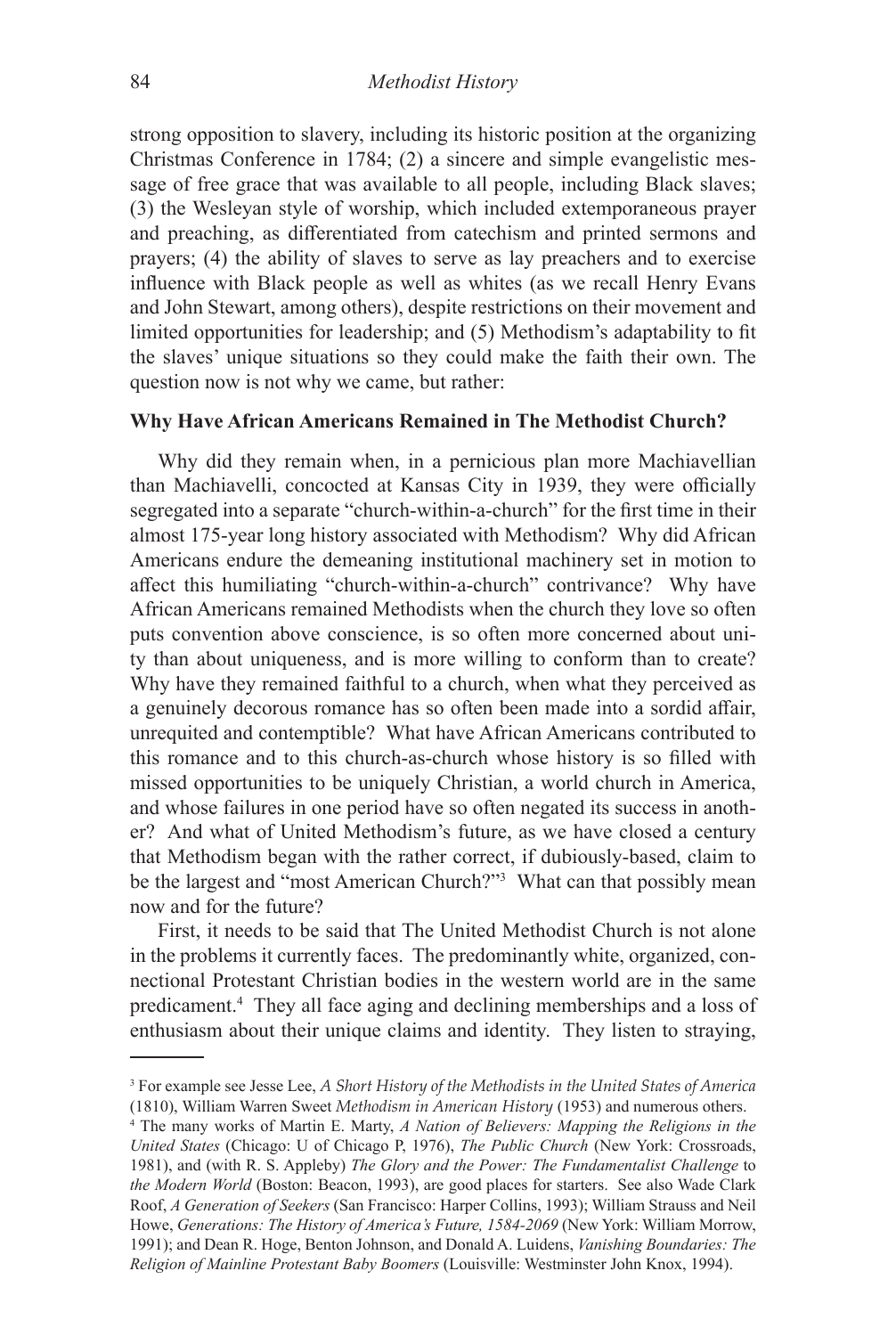strong opposition to slavery, including its historic position at the organizing Christmas Conference in 1784; (2) a sincere and simple evangelistic message of free grace that was available to all people, including Black slaves; (3) the Wesleyan style of worship, which included extemporaneous prayer and preaching, as differentiated from catechism and printed sermons and prayers; (4) the ability of slaves to serve as lay preachers and to exercise influence with Black people as well as whites (as we recall Henry Evans and John Stewart, among others), despite restrictions on their movement and limited opportunities for leadership; and (5) Methodism's adaptability to fit the slaves' unique situations so they could make the faith their own. The question now is not why we came, but rather:

**Why Have African Americans Remained in The Methodist Church?**

Why did they remain when, in a pernicious plan more Machiavellian than Machiavelli, concocted at Kansas City in 1939, they were officially segregated into a separate "church-within-a-church" for the first time in their almost 175-year long history associated with Methodism? Why did African Americans endure the demeaning institutional machinery set in motion to affect this humiliating "church-within-a-church" contrivance? Why have African Americans remained Methodists when the church they love so often puts convention above conscience, is so often more concerned about unity than about uniqueness, and is more willing to conform than to create? Why have they remained faithful to a church, when what they perceived as a genuinely decorous romance has so often been made into a sordid affair, unrequited and contemptible? What have African Americans contributed to this romance and to this church-as-church whose history is so filled with missed opportunities to be uniquely Christian, a world church in America, and whose failures in one period have so often negated its success in another? And what of United Methodism's future, as we have closed a century that Methodism began with the rather correct, if dubiously-based, claim to be the largest and "most American Church?"[3] What can that possibly mean now and for the future?

First, it needs to be said that The United Methodist Church is not alone in the problems it currently faces. The predominantly white, organized, connectional Protestant Christian bodies in the western world are in the same predicament.[4] They all face aging and declining memberships and a loss of enthusiasm about their unique claims and identity. They listen to straying,

---

[3] For example see Jesse Lee, *A Short History of the Methodists in the United States of America* (1810), William Warren Sweet *Methodism in American History* (1953) and numerous others.

[4] The many works of Martin E. Marty, *A Nation of Believers: Mapping the Religions in the United States* (Chicago: U of Chicago P, 1976), *The Public Church* (New York: Crossroads, 1981), and (with R. S. Appleby) *The Glory and the Power: The Fundamentalist Challenge* to *the Modern World* (Boston: Beacon, 1993), are good places for starters. See also Wade Clark Roof, *A Generation of Seekers* (San Francisco: Harper Collins, 1993); William Strauss and Neil Howe, *Generations: The History of America's Future, 1584-2069* (New York: William Morrow, 1991); and Dean R. Hoge, Benton Johnson, and Donald A. Luidens, *Vanishing Boundaries: The Religion of Mainline Protestant Baby Boomers* (Louisville: Westminster John Knox, 1994).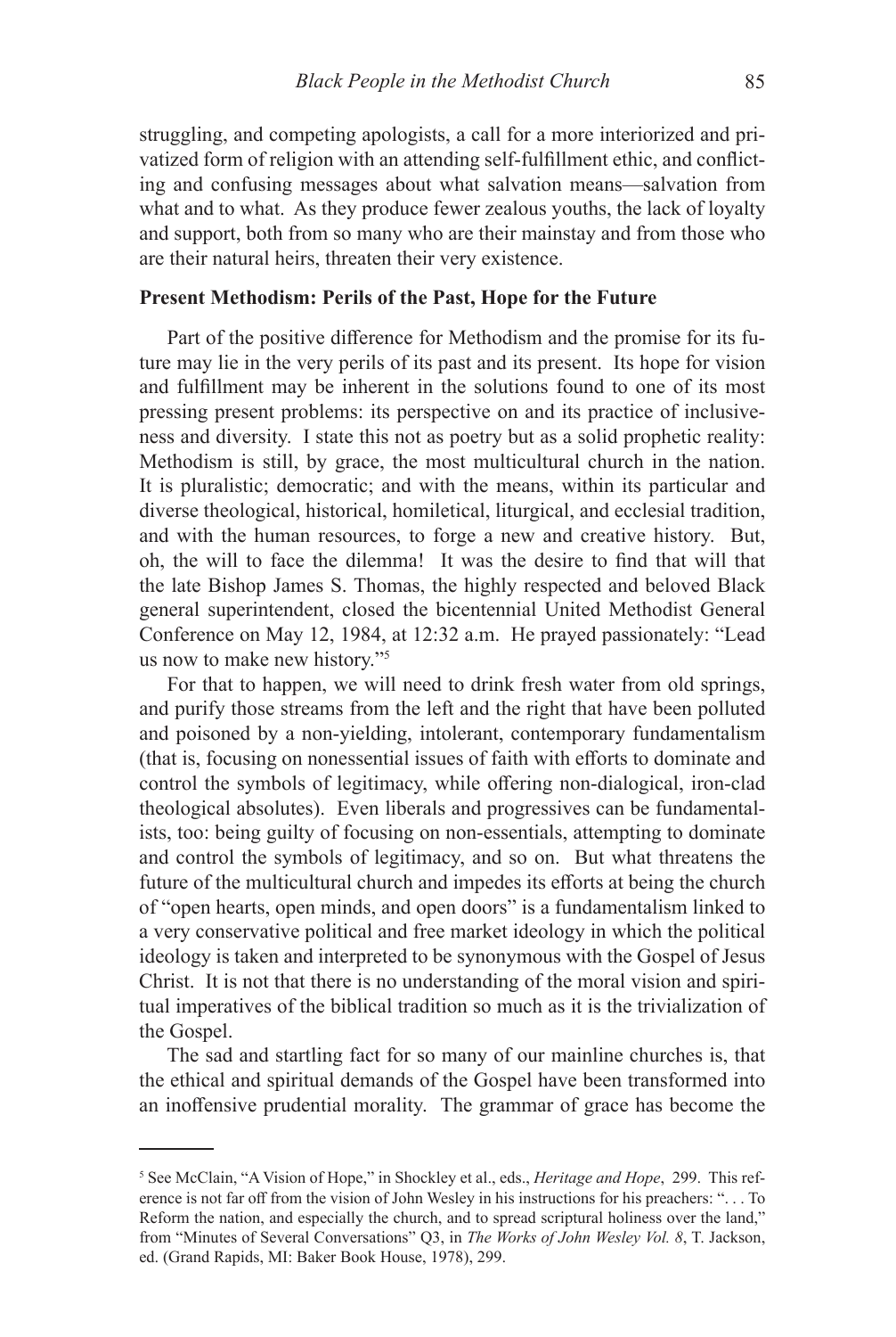struggling, and competing apologists, a call for a more interiorized and privatized form of religion with an attending self-fulfillment ethic, and conflicting and confusing messages about what salvation means—salvation from what and to what. As they produce fewer zealous youths, the lack of loyalty and support, both from so many who are their mainstay and from those who are their natural heirs, threaten their very existence.

**Present Methodism: Perils of the Past, Hope for the Future**

Part of the positive difference for Methodism and the promise for its future may lie in the very perils of its past and its present. Its hope for vision and fulfillment may be inherent in the solutions found to one of its most pressing present problems: its perspective on and its practice of inclusiveness and diversity. I state this not as poetry but as a solid prophetic reality: Methodism is still, by grace, the most multicultural church in the nation. It is pluralistic; democratic; and with the means, within its particular and diverse theological, historical, homiletical, liturgical, and ecclesial tradition, and with the human resources, to forge a new and creative history. But, oh, the will to face the dilemma! It was the desire to find that will that the late Bishop James S. Thomas, the highly respected and beloved Black general superintendent, closed the bicentennial United Methodist General Conference on May 12, 1984, at 12:32 a.m. He prayed passionately: "Lead us now to make new history."[5]

For that to happen, we will need to drink fresh water from old springs, and purify those streams from the left and the right that have been polluted and poisoned by a non-yielding, intolerant, contemporary fundamentalism (that is, focusing on nonessential issues of faith with efforts to dominate and control the symbols of legitimacy, while offering non-dialogical, iron-clad theological absolutes). Even liberals and progressives can be fundamentalists, too: being guilty of focusing on non-essentials, attempting to dominate and control the symbols of legitimacy, and so on. But what threatens the future of the multicultural church and impedes its efforts at being the church of "open hearts, open minds, and open doors" is a fundamentalism linked to a very conservative political and free market ideology in which the political ideology is taken and interpreted to be synonymous with the Gospel of Jesus Christ. It is not that there is no understanding of the moral vision and spiritual imperatives of the biblical tradition so much as it is the trivialization of the Gospel.

The sad and startling fact for so many of our mainline churches is, that the ethical and spiritual demands of the Gospel have been transformed into an inoffensive prudential morality. The grammar of grace has become the

---

[5] See McClain, "A Vision of Hope," in Shockley et al., eds., *Heritage and Hope*, 299. This reference is not far off from the vision of John Wesley in his instructions for his preachers: ". . . To Reform the nation, and especially the church, and to spread scriptural holiness over the land," from "Minutes of Several Conversations" Q3, in *The Works of John Wesley Vol. 8*, T. Jackson, ed. (Grand Rapids, MI: Baker Book House, 1978), 299.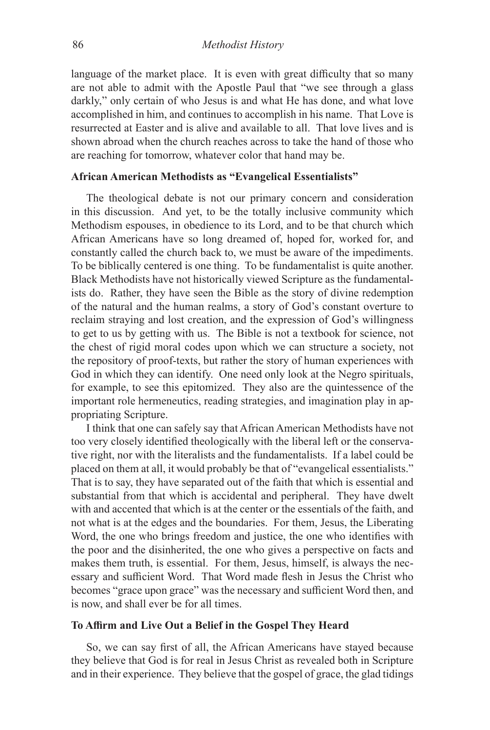language of the market place. It is even with great difficulty that so many are not able to admit with the Apostle Paul that "we see through a glass darkly," only certain of who Jesus is and what He has done, and what love accomplished in him, and continues to accomplish in his name. That Love is resurrected at Easter and is alive and available to all. That love lives and is shown abroad when the church reaches across to take the hand of those who are reaching for tomorrow, whatever color that hand may be.

## African American Methodists as "Evangelical Essentialists"

The theological debate is not our primary concern and consideration in this discussion. And yet, to be the totally inclusive community which Methodism espouses, in obedience to its Lord, and to be that church which African Americans have so long dreamed of, hoped for, worked for, and constantly called the church back to, we must be aware of the impediments. To be biblically centered is one thing. To be fundamentalist is quite another. Black Methodists have not historically viewed Scripture as the fundamentalists do. Rather, they have seen the Bible as the story of divine redemption of the natural and the human realms, a story of God's constant overture to reclaim straying and lost creation, and the expression of God's willingness to get to us by getting with us. The Bible is not a textbook for science, not the chest of rigid moral codes upon which we can structure a society, not the repository of proof-texts, but rather the story of human experiences with God in which they can identify. One need only look at the Negro spirituals, for example, to see this epitomized. They also are the quintessence of the important role hermeneutics, reading strategies, and imagination play in appropriating Scripture.

I think that one can safely say that African American Methodists have not too very closely identified theologically with the liberal left or the conservative right, nor with the literalists and the fundamentalists. If a label could be placed on them at all, it would probably be that of "evangelical essentialists." That is to say, they have separated out of the faith that which is essential and substantial from that which is accidental and peripheral. They have dwelt with and accented that which is at the center or the essentials of the faith, and not what is at the edges and the boundaries. For them, Jesus, the Liberating Word, the one who brings freedom and justice, the one who identifies with the poor and the disinherited, the one who gives a perspective on facts and makes them truth, is essential. For them, Jesus, himself, is always the necessary and sufficient Word. That Word made flesh in Jesus the Christ who becomes "grace upon grace" was the necessary and sufficient Word then, and is now, and shall ever be for all times.

## To Affirm and Live Out a Belief in the Gospel They Heard

So, we can say first of all, the African Americans have stayed because they believe that God is for real in Jesus Christ as revealed both in Scripture and in their experience. They believe that the gospel of grace, the glad tidings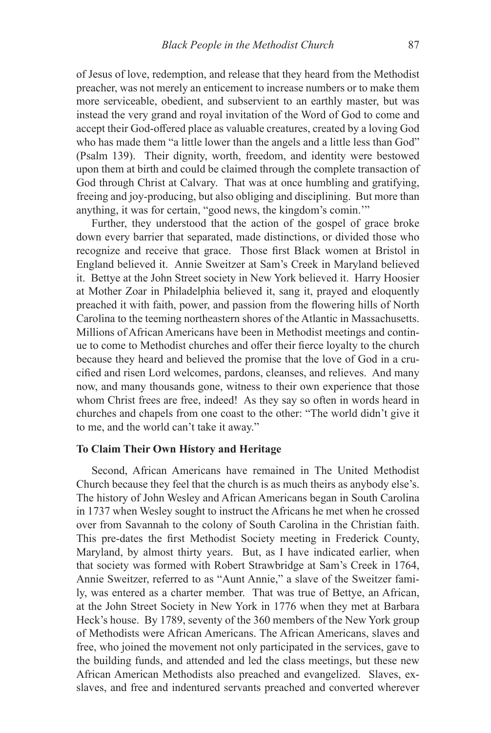of Jesus of love, redemption, and release that they heard from the Methodist preacher, was not merely an enticement to increase numbers or to make them more serviceable, obedient, and subservient to an earthly master, but was instead the very grand and royal invitation of the Word of God to come and accept their God-offered place as valuable creatures, created by a loving God who has made them "a little lower than the angels and a little less than God" (Psalm 139). Their dignity, worth, freedom, and identity were bestowed upon them at birth and could be claimed through the complete transaction of God through Christ at Calvary. That was at once humbling and gratifying, freeing and joy-producing, but also obliging and disciplining. But more than anything, it was for certain, "good news, the kingdom's comin.'"

Further, they understood that the action of the gospel of grace broke down every barrier that separated, made distinctions, or divided those who recognize and receive that grace. Those first Black women at Bristol in England believed it. Annie Sweitzer at Sam's Creek in Maryland believed it. Bettye at the John Street society in New York believed it. Harry Hoosier at Mother Zoar in Philadelphia believed it, sang it, prayed and eloquently preached it with faith, power, and passion from the flowering hills of North Carolina to the teeming northeastern shores of the Atlantic in Massachusetts. Millions of African Americans have been in Methodist meetings and continue to come to Methodist churches and offer their fierce loyalty to the church because they heard and believed the promise that the love of God in a crucified and risen Lord welcomes, pardons, cleanses, and relieves. And many now, and many thousands gone, witness to their own experience that those whom Christ frees are free, indeed! As they say so often in words heard in churches and chapels from one coast to the other: "The world didn't give it to me, and the world can't take it away."

### To Claim Their Own History and Heritage

Second, African Americans have remained in The United Methodist Church because they feel that the church is as much theirs as anybody else's. The history of John Wesley and African Americans began in South Carolina in 1737 when Wesley sought to instruct the Africans he met when he crossed over from Savannah to the colony of South Carolina in the Christian faith. This pre-dates the first Methodist Society meeting in Frederick County, Maryland, by almost thirty years. But, as I have indicated earlier, when that society was formed with Robert Strawbridge at Sam's Creek in 1764, Annie Sweitzer, referred to as "Aunt Annie," a slave of the Sweitzer family, was entered as a charter member. That was true of Bettye, an African, at the John Street Society in New York in 1776 when they met at Barbara Heck's house. By 1789, seventy of the 360 members of the New York group of Methodists were African Americans. The African Americans, slaves and free, who joined the movement not only participated in the services, gave to the building funds, and attended and led the class meetings, but these new African American Methodists also preached and evangelized. Slaves, ex-slaves, and free and indentured servants preached and converted wherever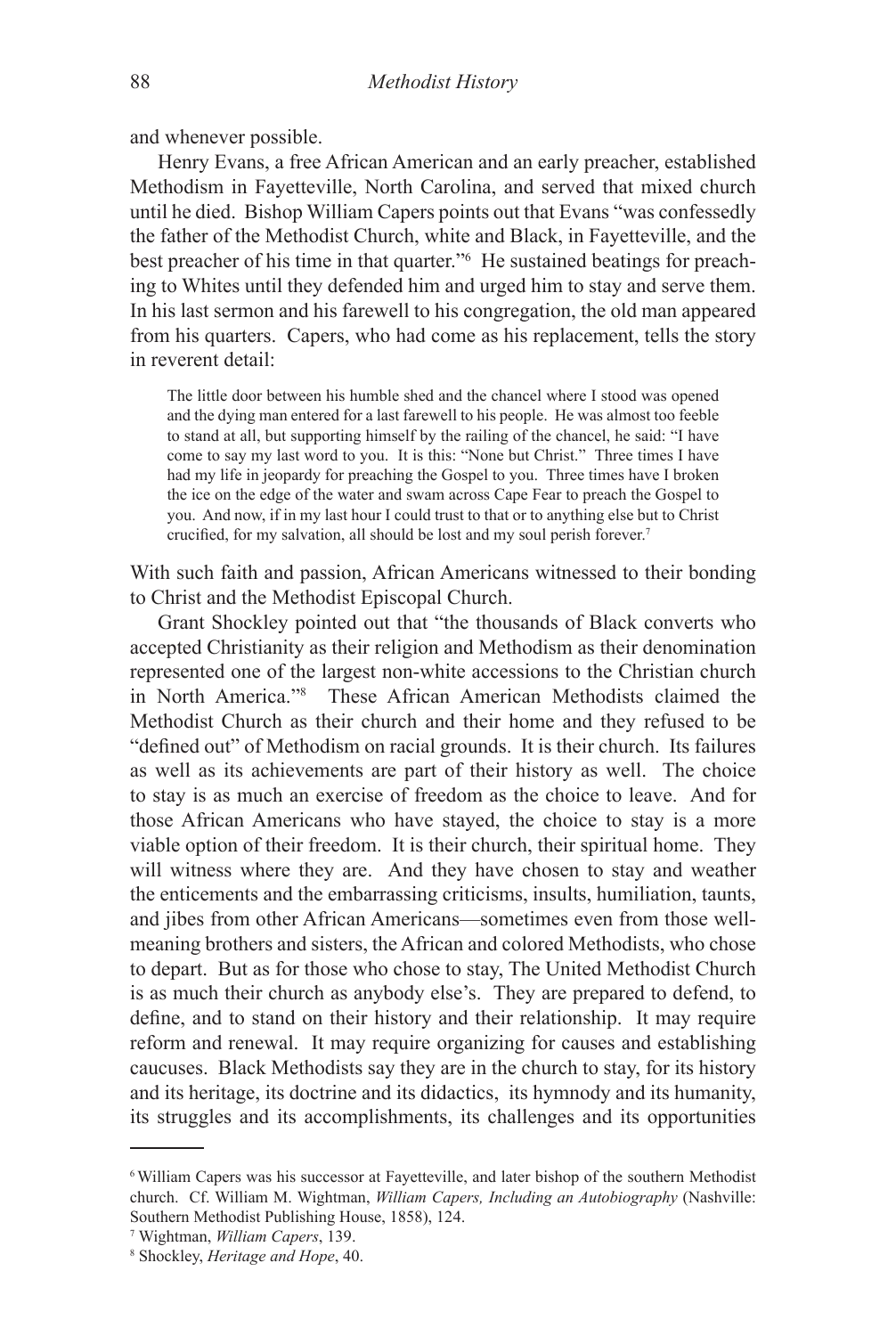and whenever possible.

Henry Evans, a free African American and an early preacher, established Methodism in Fayetteville, North Carolina, and served that mixed church until he died. Bishop William Capers points out that Evans "was confessedly the father of the Methodist Church, white and Black, in Fayetteville, and the best preacher of his time in that quarter."[6] He sustained beatings for preaching to Whites until they defended him and urged him to stay and serve them. In his last sermon and his farewell to his congregation, the old man appeared from his quarters. Capers, who had come as his replacement, tells the story in reverent detail:

> The little door between his humble shed and the chancel where I stood was opened and the dying man entered for a last farewell to his people. He was almost too feeble to stand at all, but supporting himself by the railing of the chancel, he said: "I have come to say my last word to you. It is this: "None but Christ." Three times I have had my life in jeopardy for preaching the Gospel to you. Three times have I broken the ice on the edge of the water and swam across Cape Fear to preach the Gospel to you. And now, if in my last hour I could trust to that or to anything else but to Christ crucified, for my salvation, all should be lost and my soul perish forever.[7]

With such faith and passion, African Americans witnessed to their bonding to Christ and the Methodist Episcopal Church.

Grant Shockley pointed out that "the thousands of Black converts who accepted Christianity as their religion and Methodism as their denomination represented one of the largest non-white accessions to the Christian church in North America."[8] These African American Methodists claimed the Methodist Church as their church and their home and they refused to be "defined out" of Methodism on racial grounds. It is their church. Its failures as well as its achievements are part of their history as well. The choice to stay is as much an exercise of freedom as the choice to leave. And for those African Americans who have stayed, the choice to stay is a more viable option of their freedom. It is their church, their spiritual home. They will witness where they are. And they have chosen to stay and weather the enticements and the embarrassing criticisms, insults, humiliation, taunts, and jibes from other African Americans—sometimes even from those well-meaning brothers and sisters, the African and colored Methodists, who chose to depart. But as for those who chose to stay, The United Methodist Church is as much their church as anybody else's. They are prepared to defend, to define, and to stand on their history and their relationship. It may require reform and renewal. It may require organizing for causes and establishing caucuses. Black Methodists say they are in the church to stay, for its history and its heritage, its doctrine and its didactics, its hymnody and its humanity, its struggles and its accomplishments, its challenges and its opportunities

---

[6] William Capers was his successor at Fayetteville, and later bishop of the southern Methodist church. Cf. William M. Wightman, *William Capers, Including an Autobiography* (Nashville: Southern Methodist Publishing House, 1858), 124.

[7] Wightman, *William Capers*, 139.

[8] Shockley, *Heritage and Hope*, 40.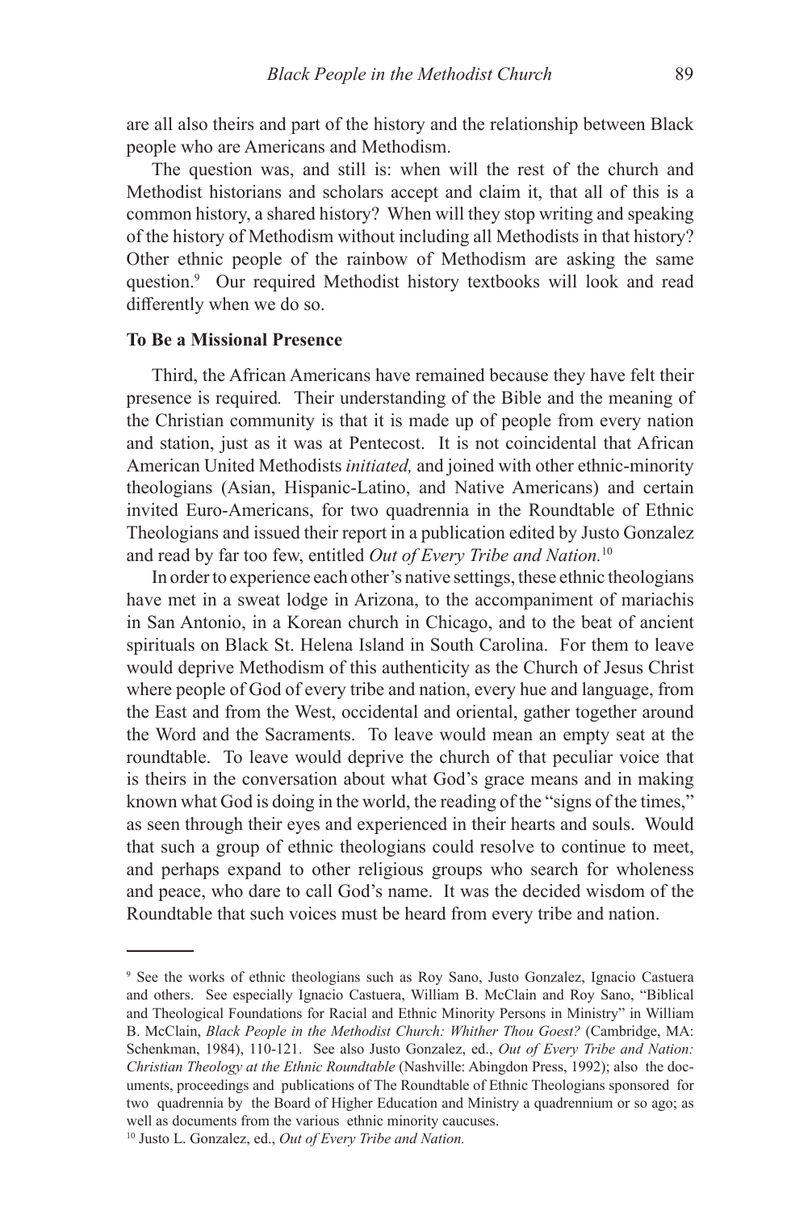are all also theirs and part of the history and the relationship between Black people who are Americans and Methodism.

The question was, and still is: when will the rest of the church and Methodist historians and scholars accept and claim it, that all of this is a common history, a shared history? When will they stop writing and speaking of the history of Methodism without including all Methodists in that history? Other ethnic people of the rainbow of Methodism are asking the same question.[9] Our required Methodist history textbooks will look and read differently when we do so.

**To Be a Missional Presence**

Third, the African Americans have remained because they have felt their presence is required. Their understanding of the Bible and the meaning of the Christian community is that it is made up of people from every nation and station, just as it was at Pentecost. It is not coincidental that African American United Methodists *initiated,* and joined with other ethnic-minority theologians (Asian, Hispanic-Latino, and Native Americans) and certain invited Euro-Americans, for two quadrennia in the Roundtable of Ethnic Theologians and issued their report in a publication edited by Justo Gonzalez and read by far too few, entitled *Out of Every Tribe and Nation.*[10]

In order to experience each other's native settings, these ethnic theologians have met in a sweat lodge in Arizona, to the accompaniment of mariachis in San Antonio, in a Korean church in Chicago, and to the beat of ancient spirituals on Black St. Helena Island in South Carolina. For them to leave would deprive Methodism of this authenticity as the Church of Jesus Christ where people of God of every tribe and nation, every hue and language, from the East and from the West, occidental and oriental, gather together around the Word and the Sacraments. To leave would mean an empty seat at the roundtable. To leave would deprive the church of that peculiar voice that is theirs in the conversation about what God's grace means and in making known what God is doing in the world, the reading of the "signs of the times," as seen through their eyes and experienced in their hearts and souls. Would that such a group of ethnic theologians could resolve to continue to meet, and perhaps expand to other religious groups who search for wholeness and peace, who dare to call God's name. It was the decided wisdom of the Roundtable that such voices must be heard from every tribe and nation.

---

[9] See the works of ethnic theologians such as Roy Sano, Justo Gonzalez, Ignacio Castuera and others. See especially Ignacio Castuera, William B. McClain and Roy Sano, "Biblical and Theological Foundations for Racial and Ethnic Minority Persons in Ministry" in William B. McClain, *Black People in the Methodist Church: Whither Thou Goest?* (Cambridge, MA: Schenkman, 1984), 110-121. See also Justo Gonzalez, ed., *Out of Every Tribe and Nation: Christian Theology at the Ethnic Roundtable* (Nashville: Abingdon Press, 1992); also the documents, proceedings and publications of The Roundtable of Ethnic Theologians sponsored for two quadrennia by the Board of Higher Education and Ministry a quadrennium or so ago; as well as documents from the various ethnic minority caucuses.

[10] Justo L. Gonzalez, ed., *Out of Every Tribe and Nation.*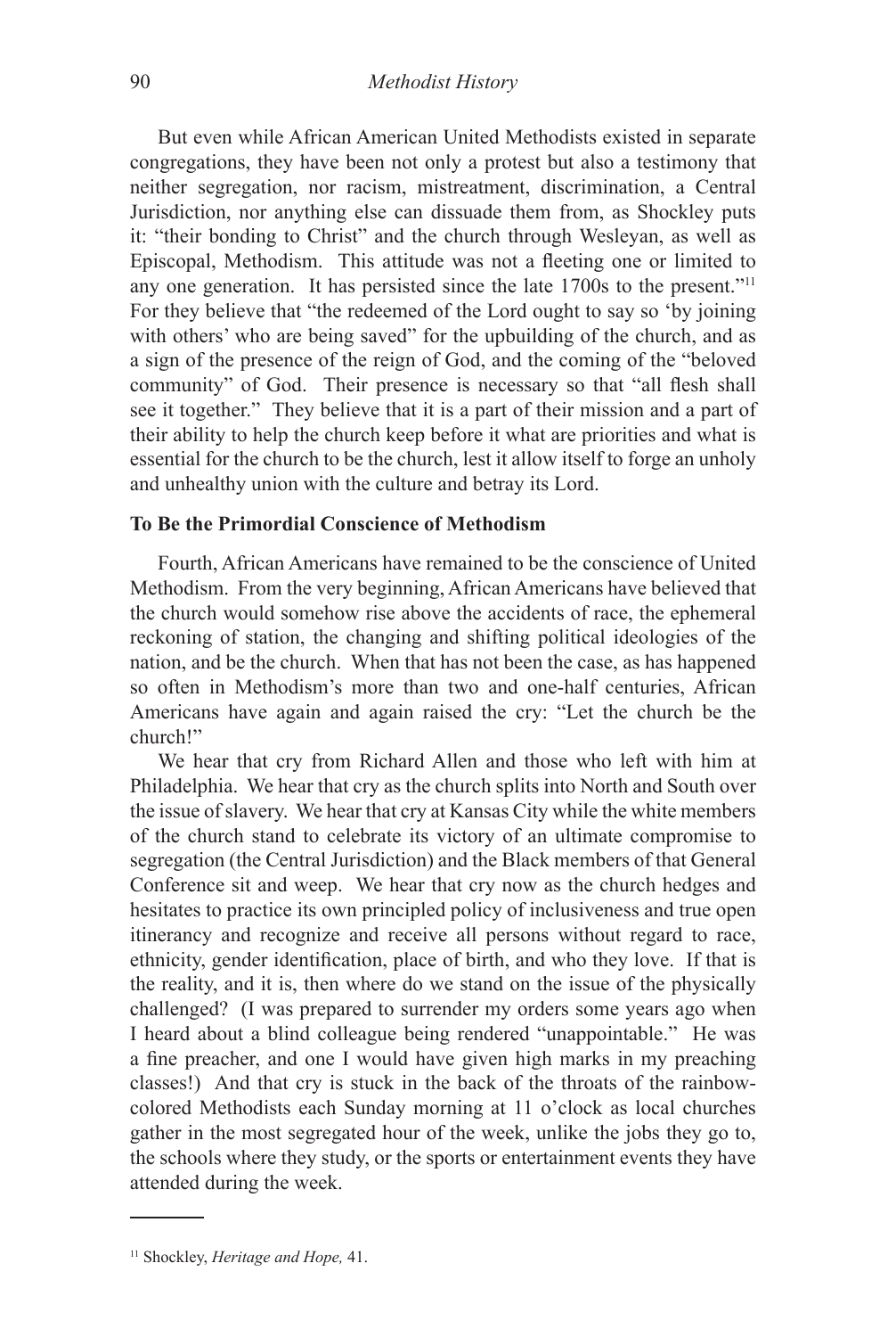But even while African American United Methodists existed in separate congregations, they have been not only a protest but also a testimony that neither segregation, nor racism, mistreatment, discrimination, a Central Jurisdiction, nor anything else can dissuade them from, as Shockley puts it: "their bonding to Christ" and the church through Wesleyan, as well as Episcopal, Methodism. This attitude was not a fleeting one or limited to any one generation. It has persisted since the late 1700s to the present."[11] For they believe that "the redeemed of the Lord ought to say so 'by joining with others' who are being saved" for the upbuilding of the church, and as a sign of the presence of the reign of God, and the coming of the "beloved community" of God. Their presence is necessary so that "all flesh shall see it together." They believe that it is a part of their mission and a part of their ability to help the church keep before it what are priorities and what is essential for the church to be the church, lest it allow itself to forge an unholy and unhealthy union with the culture and betray its Lord.

### To Be the Primordial Conscience of Methodism

Fourth, African Americans have remained to be the conscience of United Methodism. From the very beginning, African Americans have believed that the church would somehow rise above the accidents of race, the ephemeral reckoning of station, the changing and shifting political ideologies of the nation, and be the church. When that has not been the case, as has happened so often in Methodism's more than two and one-half centuries, African Americans have again and again raised the cry: "Let the church be the church!"

We hear that cry from Richard Allen and those who left with him at Philadelphia. We hear that cry as the church splits into North and South over the issue of slavery. We hear that cry at Kansas City while the white members of the church stand to celebrate its victory of an ultimate compromise to segregation (the Central Jurisdiction) and the Black members of that General Conference sit and weep. We hear that cry now as the church hedges and hesitates to practice its own principled policy of inclusiveness and true open itinerancy and recognize and receive all persons without regard to race, ethnicity, gender identification, place of birth, and who they love. If that is the reality, and it is, then where do we stand on the issue of the physically challenged? (I was prepared to surrender my orders some years ago when I heard about a blind colleague being rendered "unappointable." He was a fine preacher, and one I would have given high marks in my preaching classes!) And that cry is stuck in the back of the throats of the rainbow-colored Methodists each Sunday morning at 11 o'clock as local churches gather in the most segregated hour of the week, unlike the jobs they go to, the schools where they study, or the sports or entertainment events they have attended during the week.

---

[11] Shockley, *Heritage and Hope,* 41.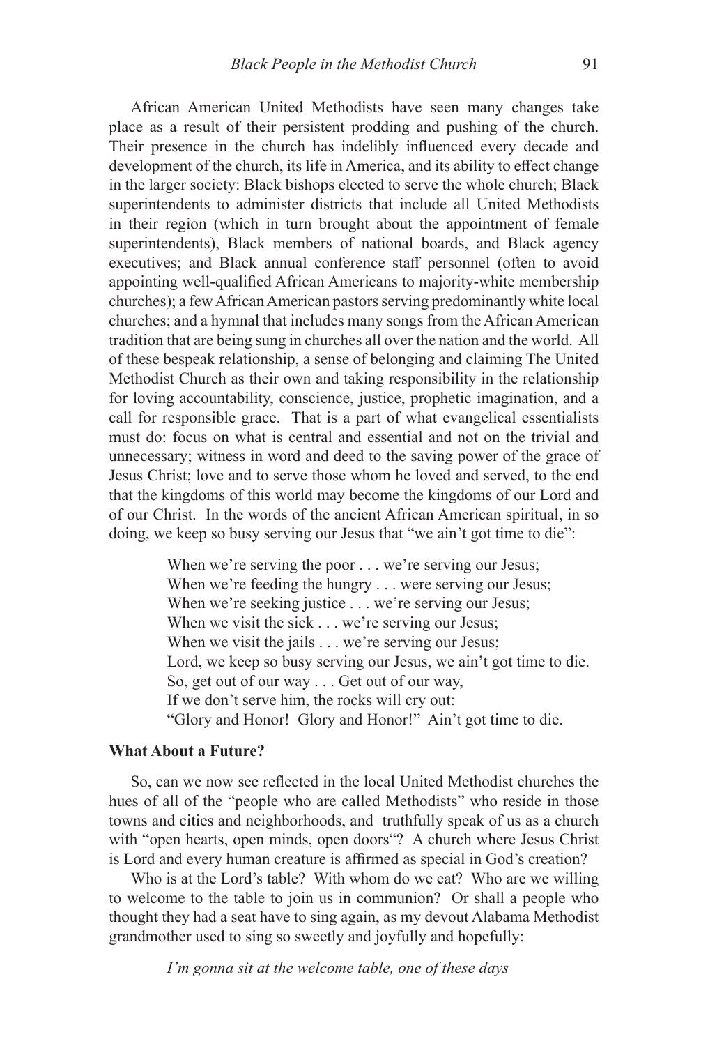African American United Methodists have seen many changes take place as a result of their persistent prodding and pushing of the church. Their presence in the church has indelibly influenced every decade and development of the church, its life in America, and its ability to effect change in the larger society: Black bishops elected to serve the whole church; Black superintendents to administer districts that include all United Methodists in their region (which in turn brought about the appointment of female superintendents), Black members of national boards, and Black agency executives; and Black annual conference staff personnel (often to avoid appointing well-qualified African Americans to majority-white membership churches); a few African American pastors serving predominantly white local churches; and a hymnal that includes many songs from the African American tradition that are being sung in churches all over the nation and the world. All of these bespeak relationship, a sense of belonging and claiming The United Methodist Church as their own and taking responsibility in the relationship for loving accountability, conscience, justice, prophetic imagination, and a call for responsible grace. That is a part of what evangelical essentialists must do: focus on what is central and essential and not on the trivial and unnecessary; witness in word and deed to the saving power of the grace of Jesus Christ; love and to serve those whom he loved and served, to the end that the kingdoms of this world may become the kingdoms of our Lord and of our Christ. In the words of the ancient African American spiritual, in so doing, we keep so busy serving our Jesus that "we ain't got time to die":

> When we're serving the poor . . . we're serving our Jesus;
> When we're feeding the hungry . . . were serving our Jesus;
> When we're seeking justice . . . we're serving our Jesus;
> When we visit the sick . . . we're serving our Jesus;
> When we visit the jails . . . we're serving our Jesus;
> Lord, we keep so busy serving our Jesus, we ain't got time to die.
> So, get out of our way . . . Get out of our way,
> If we don't serve him, the rocks will cry out:
> "Glory and Honor! Glory and Honor!" Ain't got time to die.

**What About a Future?**

So, can we now see reflected in the local United Methodist churches the hues of all of the "people who are called Methodists" who reside in those towns and cities and neighborhoods, and truthfully speak of us as a church with "open hearts, open minds, open doors"? A church where Jesus Christ is Lord and every human creature is affirmed as special in God's creation?

Who is at the Lord's table? With whom do we eat? Who are we willing to welcome to the table to join us in communion? Or shall a people who thought they had a seat have to sing again, as my devout Alabama Methodist grandmother used to sing so sweetly and joyfully and hopefully:

> *I'm gonna sit at the welcome table, one of these days*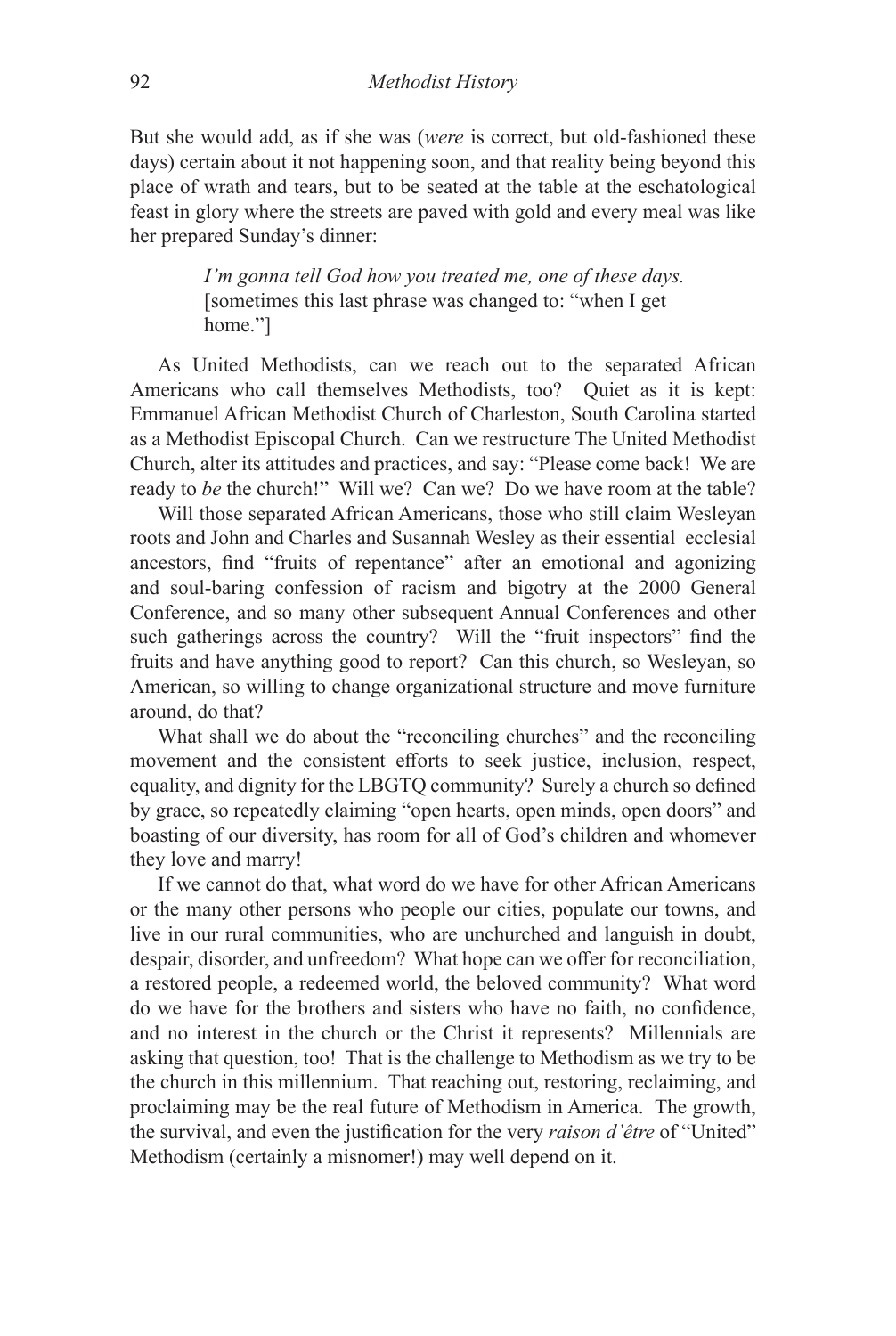But she would add, as if she was (*were* is correct, but old-fashioned these days) certain about it not happening soon, and that reality being beyond this place of wrath and tears, but to be seated at the table at the eschatological feast in glory where the streets are paved with gold and every meal was like her prepared Sunday's dinner:

> *I'm gonna tell God how you treated me, one of these days.* [sometimes this last phrase was changed to: "when I get home."]

As United Methodists, can we reach out to the separated African Americans who call themselves Methodists, too? Quiet as it is kept: Emmanuel African Methodist Church of Charleston, South Carolina started as a Methodist Episcopal Church. Can we restructure The United Methodist Church, alter its attitudes and practices, and say: "Please come back! We are ready to *be* the church!" Will we? Can we? Do we have room at the table?

Will those separated African Americans, those who still claim Wesleyan roots and John and Charles and Susannah Wesley as their essential ecclesial ancestors, find "fruits of repentance" after an emotional and agonizing and soul-baring confession of racism and bigotry at the 2000 General Conference, and so many other subsequent Annual Conferences and other such gatherings across the country? Will the "fruit inspectors" find the fruits and have anything good to report? Can this church, so Wesleyan, so American, so willing to change organizational structure and move furniture around, do that?

What shall we do about the "reconciling churches" and the reconciling movement and the consistent efforts to seek justice, inclusion, respect, equality, and dignity for the LBGTQ community? Surely a church so defined by grace, so repeatedly claiming "open hearts, open minds, open doors" and boasting of our diversity, has room for all of God's children and whomever they love and marry!

If we cannot do that, what word do we have for other African Americans or the many other persons who people our cities, populate our towns, and live in our rural communities, who are unchurched and languish in doubt, despair, disorder, and unfreedom? What hope can we offer for reconciliation, a restored people, a redeemed world, the beloved community? What word do we have for the brothers and sisters who have no faith, no confidence, and no interest in the church or the Christ it represents? Millennials are asking that question, too! That is the challenge to Methodism as we try to be the church in this millennium. That reaching out, restoring, reclaiming, and proclaiming may be the real future of Methodism in America. The growth, the survival, and even the justification for the very *raison d'être* of "United" Methodism (certainly a misnomer!) may well depend on it.